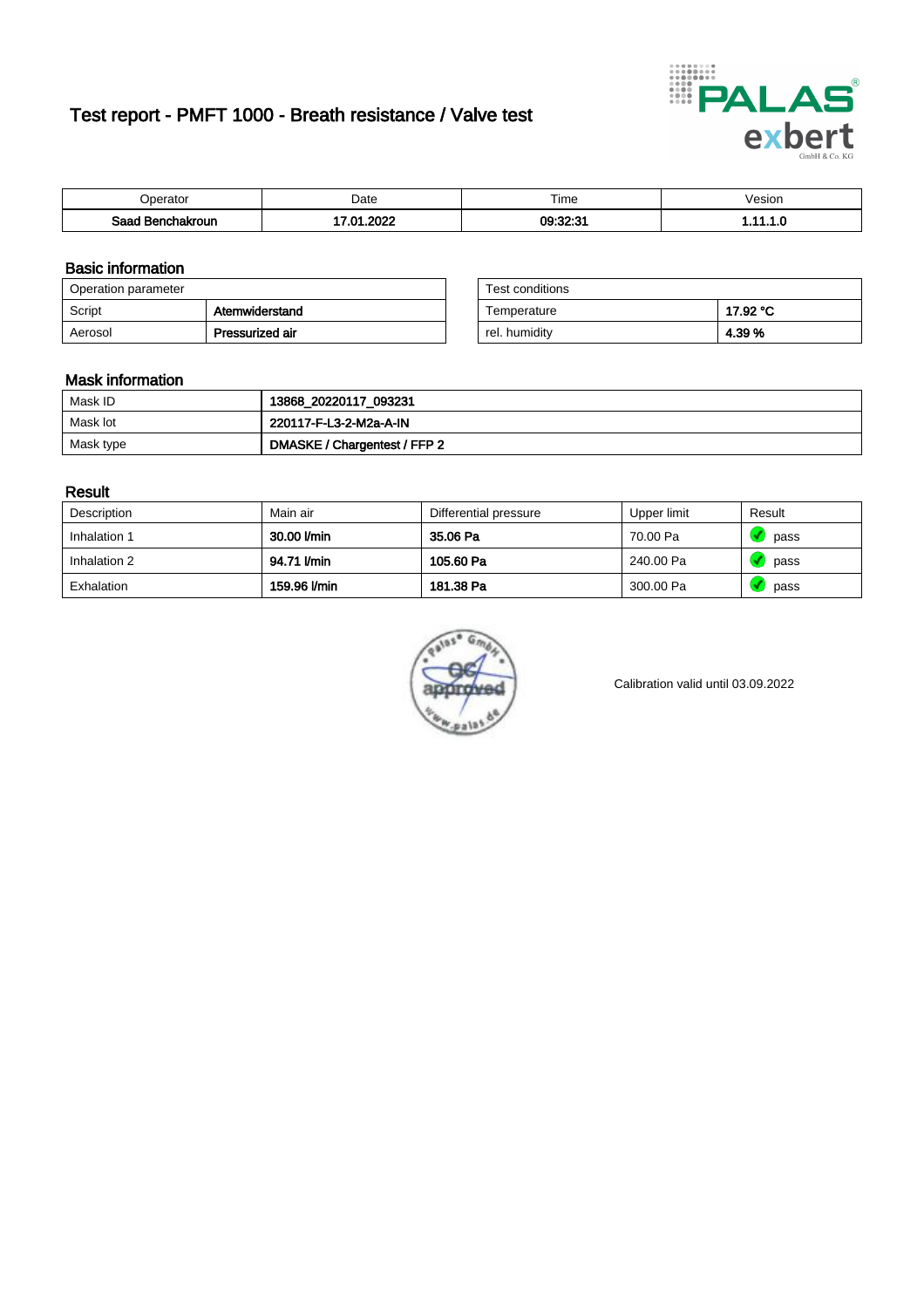# Test report - PMFT 1000 - Breath resistance / Valve test

| Operator | Date | Time | Vesion |
|---|---|---|---|
| **Saad Benchakroun** | **17.01.2022** | **09:32:31** | **1.11.1.0** |

## Basic information

| Operation parameter | |
|---|---|
| Script | **Atemwiderstand** |
| Aerosol | **Pressurized air** |

| Test conditions | |
|---|---|
| Temperature | **17.92 °C** |
| rel. humidity | **4.39 %** |

## Mask information

| Mask ID | **13868_20220117_093231** |
|---|---|
| Mask lot | **220117-F-L3-2-M2a-A-IN** |
| Mask type | **DMASKE / Chargentest / FFP 2** |

## Result

| Description | Main air | Differential pressure | Upper limit | Result |
|---|---|---|---|---|
| Inhalation 1 | **30.00 l/min** | **35.06 Pa** | 70.00 Pa | pass |
| Inhalation 2 | **94.71 l/min** | **105.60 Pa** | 240.00 Pa | pass |
| Exhalation | **159.96 l/min** | **181.38 Pa** | 300.00 Pa | pass |

Calibration valid until 03.09.2022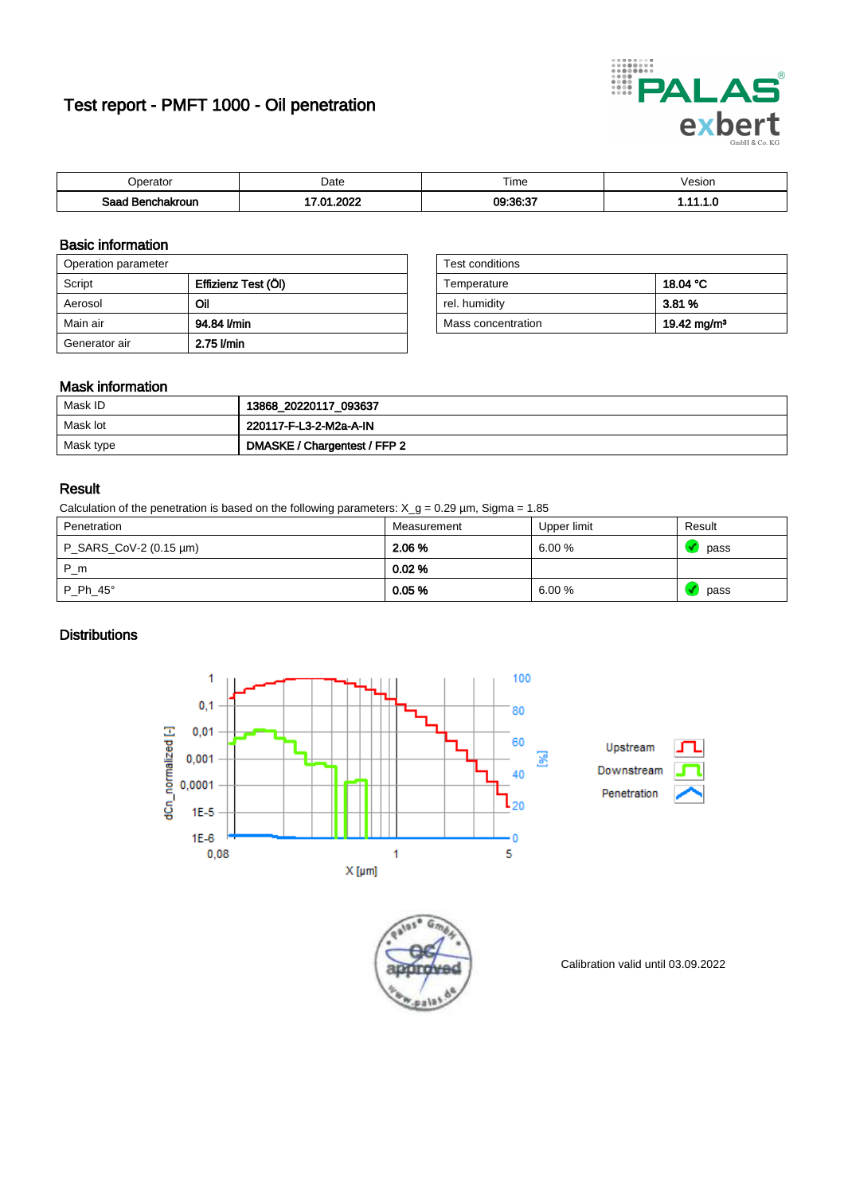# Test report - PMFT 1000 - Oil penetration

| Operator | Date | Time | Vesion |
|---|---|---|---|
| **Saad Benchakroun** | **17.01.2022** | **09:36:37** | **1.11.1.0** |

## Basic information

| Operation parameter | |
|---|---|
| Script | **Effizienz Test (Öl)** |
| Aerosol | **Oil** |
| Main air | **94.84 l/min** |
| Generator air | **2.75 l/min** |

| Test conditions | |
|---|---|
| Temperature | **18.04 °C** |
| rel. humidity | **3.81 %** |
| Mass concentration | **19.42 mg/m³** |

## Mask information

| | |
|---|---|
| Mask ID | **13868_20220117_093637** |
| Mask lot | **220117-F-L3-2-M2a-A-IN** |
| Mask type | **DMASKE / Chargentest / FFP 2** |

## Result

Calculation of the penetration is based on the following parameters: $X_g = 0.29$ µm, Sigma = 1.85

| Penetration | Measurement | Upper limit | Result |
|---|---|---|---|
| P_SARS_CoV-2 (0.15 µm) | **2.06 %** | 6.00 % | pass |
| P_m | **0.02 %** | | |
| P_Ph_45° | **0.05 %** | 6.00 % | pass |

## Distributions

dCn_normalized [-]
1
0,1
0,01
0,001
0,0001
1E-5
1E-6
0,08
1
5
X [µm]
[%]
100
80
60
40
20
0
Upstream
Downstream
Penetration

Calibration valid until 03.09.2022